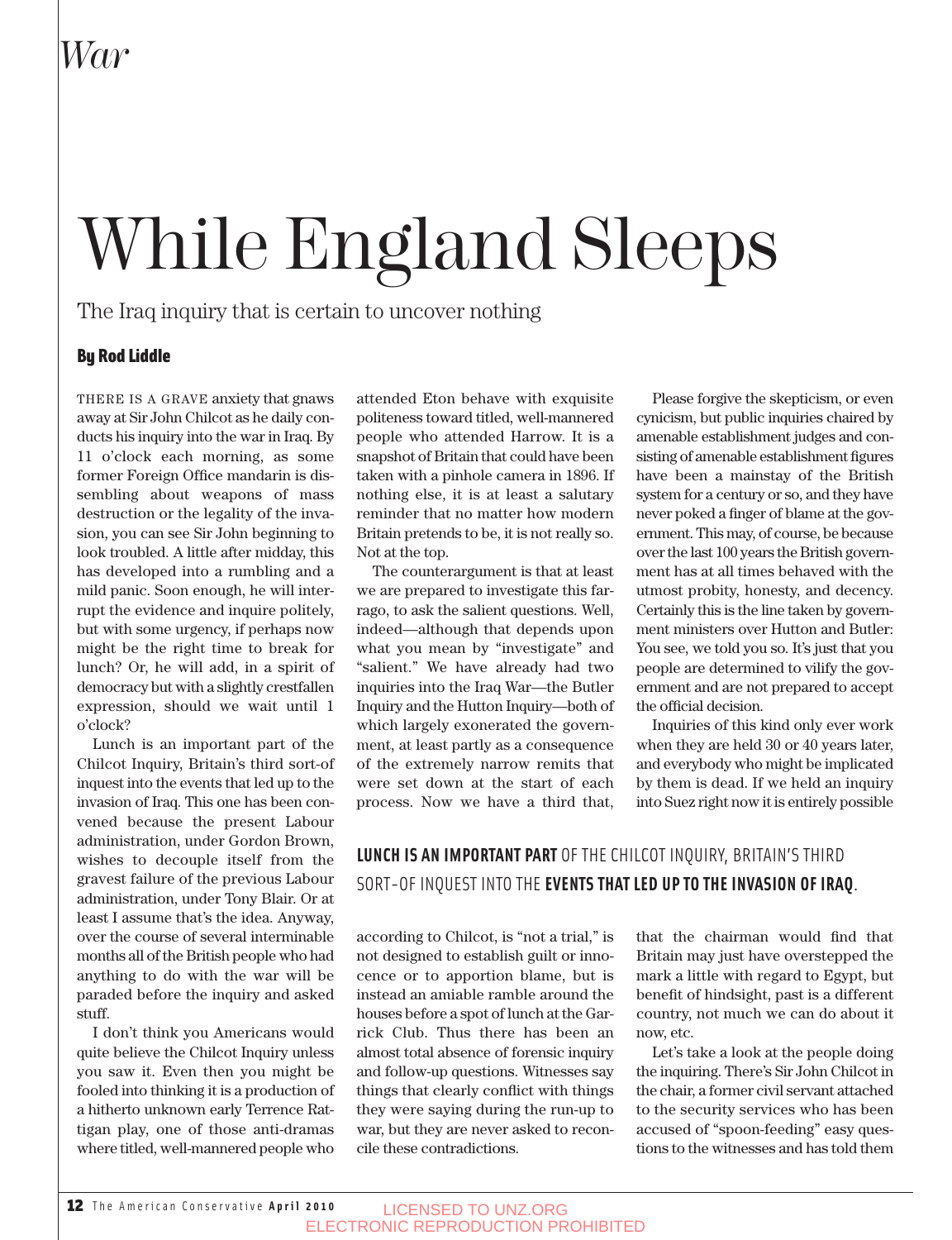*War*

# While England Sleeps

The Iraq inquiry that is certain to uncover nothing

**By Rod Liddle**

THERE IS A GRAVE anxiety that gnaws away at Sir John Chilcot as he daily conducts his inquiry into the war in Iraq. By 11 o'clock each morning, as some former Foreign Office mandarin is dissembling about weapons of mass destruction or the legality of the invasion, you can see Sir John beginning to look troubled. A little after midday, this has developed into a rumbling and a mild panic. Soon enough, he will interrupt the evidence and inquire politely, but with some urgency, if perhaps now might be the right time to break for lunch? Or, he will add, in a spirit of democracy but with a slightly crestfallen expression, should we wait until 1 o'clock?

Lunch is an important part of the Chilcot Inquiry, Britain's third sort-of inquest into the events that led up to the invasion of Iraq. This one has been convened because the present Labour administration, under Gordon Brown, wishes to decouple itself from the gravest failure of the previous Labour administration, under Tony Blair. Or at least I assume that's the idea. Anyway, over the course of several interminable months all of the British people who had anything to do with the war will be paraded before the inquiry and asked stuff.

I don't think you Americans would quite believe the Chilcot Inquiry unless you saw it. Even then you might be fooled into thinking it is a production of a hitherto unknown early Terrence Rattigan play, one of those anti-dramas where titled, well-mannered people who attended Eton behave with exquisite politeness toward titled, well-mannered people who attended Harrow. It is a snapshot of Britain that could have been taken with a pinhole camera in 1896. If nothing else, it is at least a salutary reminder that no matter how modern Britain pretends to be, it is not really so. Not at the top.

The counterargument is that at least we are prepared to investigate this farrago, to ask the salient questions. Well, indeed—although that depends upon what you mean by "investigate" and "salient." We have already had two inquiries into the Iraq War—the Butler Inquiry and the Hutton Inquiry—both of which largely exonerated the government, at least partly as a consequence of the extremely narrow remits that were set down at the start of each process. Now we have a third that, according to Chilcot, is "not a trial," is not designed to establish guilt or innocence or to apportion blame, but is instead an amiable ramble around the houses before a spot of lunch at the Garrick Club. Thus there has been an almost total absence of forensic inquiry and follow-up questions. Witnesses say things that clearly conflict with things they were saying during the run-up to war, but they are never asked to reconcile these contradictions.

Please forgive the skepticism, or even cynicism, but public inquiries chaired by amenable establishment judges and consisting of amenable establishment figures have been a mainstay of the British system for a century or so, and they have never poked a finger of blame at the government. This may, of course, be because over the last 100 years the British government has at all times behaved with the utmost probity, honesty, and decency. Certainly this is the line taken by government ministers over Hutton and Butler: You see, we told you so. It's just that you people are determined to vilify the government and are not prepared to accept the official decision.

Inquiries of this kind only ever work when they are held 30 or 40 years later, and everybody who might be implicated by them is dead. If we held an inquiry into Suez right now it is entirely possible that the chairman would find that Britain may just have overstepped the mark a little with regard to Egypt, but benefit of hindsight, past is a different country, not much we can do about it now, etc.

**LUNCH IS AN IMPORTANT PART** OF THE CHILCOT INQUIRY, BRITAIN'S THIRD SORT-OF INQUEST INTO THE **EVENTS THAT LED UP TO THE INVASION OF IRAQ**.

Let's take a look at the people doing the inquiring. There's Sir John Chilcot in the chair, a former civil servant attached to the security services who has been accused of "spoon-feeding" easy questions to the witnesses and has told them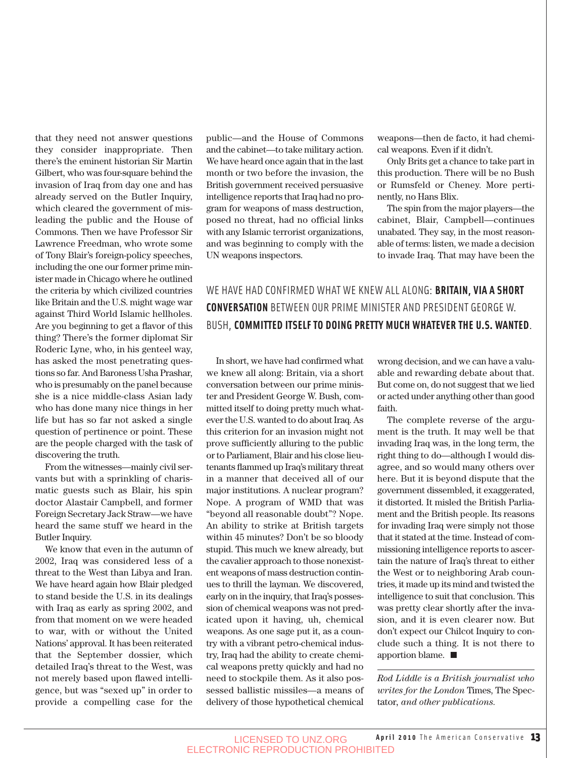that they need not answer questions they consider inappropriate. Then there's the eminent historian Sir Martin Gilbert, who was four-square behind the invasion of Iraq from day one and has already served on the Butler Inquiry, which cleared the government of misleading the public and the House of Commons. Then we have Professor Sir Lawrence Freedman, who wrote some of Tony Blair's foreign-policy speeches, including the one our former prime minister made in Chicago where he outlined the criteria by which civilized countries like Britain and the U.S. might wage war against Third World Islamic hellholes. Are you beginning to get a flavor of this thing? There's the former diplomat Sir Roderic Lyne, who, in his genteel way, has asked the most penetrating questions so far. And Baroness Usha Prashar, who is presumably on the panel because she is a nice middle-class Asian lady who has done many nice things in her life but has so far not asked a single question of pertinence or point. These are the people charged with the task of discovering the truth.

From the witnesses—mainly civil servants but with a sprinkling of charismatic guests such as Blair, his spin doctor Alastair Campbell, and former Foreign Secretary Jack Straw—we have heard the same stuff we heard in the Butler Inquiry.

We know that even in the autumn of 2002, Iraq was considered less of a threat to the West than Libya and Iran. We have heard again how Blair pledged to stand beside the U.S. in its dealings with Iraq as early as spring 2002, and from that moment on we were headed to war, with or without the United Nations' approval. It has been reiterated that the September dossier, which detailed Iraq's threat to the West, was not merely based upon flawed intelligence, but was "sexed up" in order to provide a compelling case for the public—and the House of Commons and the cabinet—to take military action. We have heard once again that in the last month or two before the invasion, the British government received persuasive intelligence reports that Iraq had no program for weapons of mass destruction, posed no threat, had no official links with any Islamic terrorist organizations, and was beginning to comply with the UN weapons inspectors.

In short, we have had confirmed what we knew all along: Britain, via a short conversation between our prime minister and President George W. Bush, committed itself to doing pretty much whatever the U.S. wanted to do about Iraq. As this criterion for an invasion might not prove sufficiently alluring to the public or to Parliament, Blair and his close lieutenants flammed up Iraq's military threat in a manner that deceived all of our major institutions. A nuclear program? Nope. A program of WMD that was "beyond all reasonable doubt"? Nope. An ability to strike at British targets within 45 minutes? Don't be so bloody stupid. This much we knew already, but the cavalier approach to those nonexistent weapons of mass destruction continues to thrill the layman. We discovered, early on in the inquiry, that Iraq's possession of chemical weapons was not predicated upon it having, uh, chemical weapons. As one sage put it, as a country with a vibrant petro-chemical industry, Iraq had the ability to create chemical weapons pretty quickly and had no need to stockpile them. As it also possessed ballistic missiles—a means of delivery of those hypothetical chemical weapons—then de facto, it had chemical weapons. Even if it didn't.

Only Brits get a chance to take part in this production. There will be no Bush or Rumsfeld or Cheney. More pertinently, no Hans Blix.

The spin from the major players—the cabinet, Blair, Campbell—continues unabated. They say, in the most reasonable of terms: listen, we made a decision to invade Iraq. That may have been the wrong decision, and we can have a valuable and rewarding debate about that. But come on, do not suggest that we lied or acted under anything other than good faith.

> WE HAVE HAD CONFIRMED WHAT WE KNEW ALL ALONG: **BRITAIN, VIA A SHORT CONVERSATION** BETWEEN OUR PRIME MINISTER AND PRESIDENT GEORGE W. BUSH, **COMMITTED ITSELF TO DOING PRETTY MUCH WHATEVER THE U.S. WANTED**.

The complete reverse of the argument is the truth. It may well be that invading Iraq was, in the long term, the right thing to do—although I would disagree, and so would many others over here. But it is beyond dispute that the government dissembled, it exaggerated, it distorted. It misled the British Parliament and the British people. Its reasons for invading Iraq were simply not those that it stated at the time. Instead of commissioning intelligence reports to ascertain the nature of Iraq's threat to either the West or to neighboring Arab countries, it made up its mind and twisted the intelligence to suit that conclusion. This was pretty clear shortly after the invasion, and it is even clearer now. But don't expect our Chilcot Inquiry to conclude such a thing. It is not there to apportion blame. ■

---

*Rod Liddle is a British journalist who writes for the London* Times, The Spectator, *and other publications.*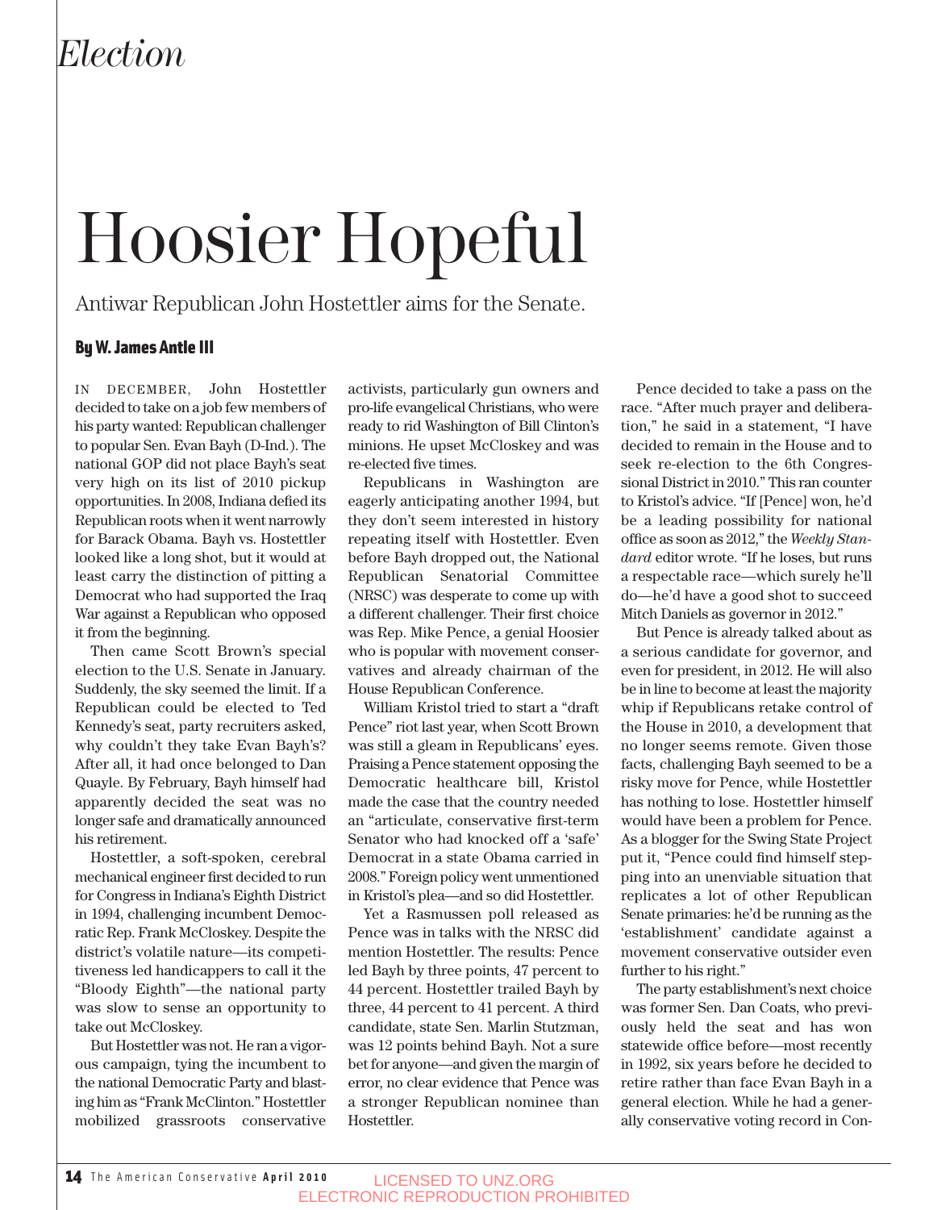*Election*

# Hoosier Hopeful

Antiwar Republican John Hostettler aims for the Senate.

**By W. James Antle III**

IN DECEMBER, John Hostettler decided to take on a job few members of his party wanted: Republican challenger to popular Sen. Evan Bayh (D-Ind.). The national GOP did not place Bayh's seat very high on its list of 2010 pickup opportunities. In 2008, Indiana defied its Republican roots when it went narrowly for Barack Obama. Bayh vs. Hostettler looked like a long shot, but it would at least carry the distinction of pitting a Democrat who had supported the Iraq War against a Republican who opposed it from the beginning.

Then came Scott Brown's special election to the U.S. Senate in January. Suddenly, the sky seemed the limit. If a Republican could be elected to Ted Kennedy's seat, party recruiters asked, why couldn't they take Evan Bayh's? After all, it had once belonged to Dan Quayle. By February, Bayh himself had apparently decided the seat was no longer safe and dramatically announced his retirement.

Hostettler, a soft-spoken, cerebral mechanical engineer first decided to run for Congress in Indiana's Eighth District in 1994, challenging incumbent Democratic Rep. Frank McCloskey. Despite the district's volatile nature—its competitiveness led handicappers to call it the "Bloody Eighth"—the national party was slow to sense an opportunity to take out McCloskey.

But Hostettler was not. He ran a vigorous campaign, tying the incumbent to the national Democratic Party and blasting him as "Frank McClinton." Hostettler mobilized grassroots conservative activists, particularly gun owners and pro-life evangelical Christians, who were ready to rid Washington of Bill Clinton's minions. He upset McCloskey and was re-elected five times.

Republicans in Washington are eagerly anticipating another 1994, but they don't seem interested in history repeating itself with Hostettler. Even before Bayh dropped out, the National Republican Senatorial Committee (NRSC) was desperate to come up with a different challenger. Their first choice was Rep. Mike Pence, a genial Hoosier who is popular with movement conservatives and already chairman of the House Republican Conference.

William Kristol tried to start a "draft Pence" riot last year, when Scott Brown was still a gleam in Republicans' eyes. Praising a Pence statement opposing the Democratic healthcare bill, Kristol made the case that the country needed an "articulate, conservative first-term Senator who had knocked off a 'safe' Democrat in a state Obama carried in 2008." Foreign policy went unmentioned in Kristol's plea—and so did Hostettler.

Yet a Rasmussen poll released as Pence was in talks with the NRSC did mention Hostettler. The results: Pence led Bayh by three points, 47 percent to 44 percent. Hostettler trailed Bayh by three, 44 percent to 41 percent. A third candidate, state Sen. Marlin Stutzman, was 12 points behind Bayh. Not a sure bet for anyone—and given the margin of error, no clear evidence that Pence was a stronger Republican nominee than Hostettler.

Pence decided to take a pass on the race. "After much prayer and deliberation," he said in a statement, "I have decided to remain in the House and to seek re-election to the 6th Congressional District in 2010." This ran counter to Kristol's advice. "If [Pence] won, he'd be a leading possibility for national office as soon as 2012," the *Weekly Standard* editor wrote. "If he loses, but runs a respectable race—which surely he'll do—he'd have a good shot to succeed Mitch Daniels as governor in 2012."

But Pence is already talked about as a serious candidate for governor, and even for president, in 2012. He will also be in line to become at least the majority whip if Republicans retake control of the House in 2010, a development that no longer seems remote. Given those facts, challenging Bayh seemed to be a risky move for Pence, while Hostettler has nothing to lose. Hostettler himself would have been a problem for Pence. As a blogger for the Swing State Project put it, "Pence could find himself stepping into an unenviable situation that replicates a lot of other Republican Senate primaries: he'd be running as the 'establishment' candidate against a movement conservative outsider even further to his right."

The party establishment's next choice was former Sen. Dan Coats, who previously held the seat and has won statewide office before—most recently in 1992, six years before he decided to retire rather than face Evan Bayh in a general election. While he had a generally conservative voting record in Con-